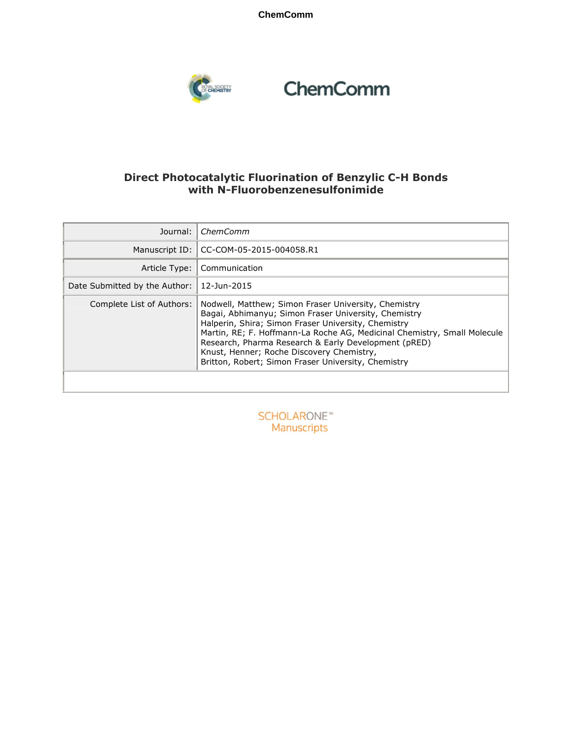ChemComm

# Direct Photocatalytic Fluorination of Benzylic C-H Bonds with N-Fluorobenzenesulfonimide

| | |
|---|---|
| Journal: | *ChemComm* |
| Manuscript ID: | CC-COM-05-2015-004058.R1 |
| Article Type: | Communication |
| Date Submitted by the Author: | 12-Jun-2015 |
| Complete List of Authors: | Nodwell, Matthew; Simon Fraser University, Chemistry<br>Bagai, Abhimanyu; Simon Fraser University, Chemistry<br>Halperin, Shira; Simon Fraser University, Chemistry<br>Martin, RE; F. Hoffmann-La Roche AG, Medicinal Chemistry, Small Molecule Research, Pharma Research & Early Development (pRED)<br>Knust, Henner; Roche Discovery Chemistry,<br>Britton, Robert; Simon Fraser University, Chemistry |

SCHOLARONE™ Manuscripts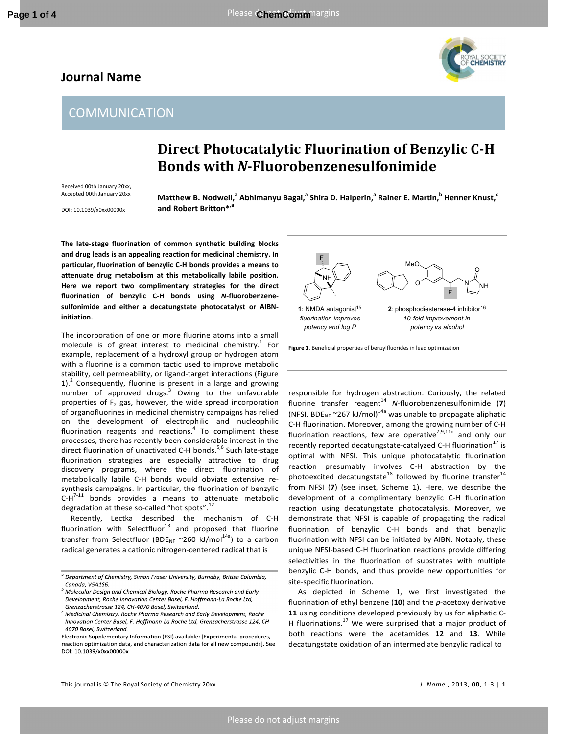# Journal Name

## COMMUNICATION

# Direct Photocatalytic Fluorination of Benzylic C-H Bonds with *N*-Fluorobenzenesulfonimide

Received 00th January 20xx,
Accepted 00th January 20xx

DOI: 10.1039/x0xx00000x

**Matthew B. Nodwell,[a] Abhimanyu Bagai,[a] Shira D. Halperin,[a] Rainer E. Martin,[b] Henner Knust,[c] and Robert Britton*,[a]**

**The late-stage fluorination of common synthetic building blocks and drug leads is an appealing reaction for medicinal chemistry. In particular, fluorination of benzylic C-H bonds provides a means to attenuate drug metabolism at this metabolically labile position. Here we report two complimentary strategies for the direct fluorination of benzylic C-H bonds using *N*-fluorobenzenesulfonimide and either a decatungstate photocatalyst or AIBN-initiation.**

The incorporation of one or more fluorine atoms into a small molecule is of great interest to medicinal chemistry.[1] For example, replacement of a hydroxyl group or hydrogen atom with a fluorine is a common tactic used to improve metabolic stability, cell permeability, or ligand-target interactions (Figure 1).[2] Consequently, fluorine is present in a large and growing number of approved drugs.[3] Owing to the unfavorable properties of $F_2$ gas, however, the wide spread incorporation of organofluorines in medicinal chemistry campaigns has relied on the development of electrophilic and nucleophilic fluorination reagents and reactions.[4] To compliment these processes, there has recently been considerable interest in the direct fluorination of unactivated C-H bonds.[5,6] Such late-stage fluorination strategies are especially attractive to drug discovery programs, where the direct fluorination of metabolically labile C-H bonds would obviate extensive re-synthesis campaigns. In particular, the fluorination of benzylic C-H[7-11] bonds provides a means to attenuate metabolic degradation at these so-called "hot spots".[12]

Recently, Lectka described the mechanism of C-H fluorination with Selectfluor[13] and proposed that fluorine transfer from Selectfluor ($BDE_{NF}$ ~260 kJ/mol[14a]) to a carbon radical generates a cationic nitrogen-centered radical that is

**1**: NMDA antagonist[15] *fluorination improves potency and log P*

**2**: phosphodiesterase-4 inhibitor[16] *10 fold improvement in potency vs alcohol*

**Figure 1**. Beneficial properties of benzylfluorides in lead optimization

responsible for hydrogen abstraction. Curiously, the related fluorine transfer reagent[14] *N*-fluorobenzenesulfonimide (**7**) (NFSI, $BDE_{NF}$ ~267 kJ/mol)[14a] was unable to propagate aliphatic C-H fluorination. Moreover, among the growing number of C-H fluorination reactions, few are operative[7,9,11d] and only our recently reported decatungstate-catalyzed C-H fluorination[17] is optimal with NFSI. This unique photocatalytic fluorination reaction presumably involves C-H abstraction by the photoexcited decatungstate[18] followed by fluorine transfer[14] from NFSI (**7**) (see inset, Scheme 1). Here, we describe the development of a complimentary benzylic C-H fluorination reaction using decatungstate photocatalysis. Moreover, we demonstrate that NFSI is capable of propagating the radical fluorination of benzylic C-H bonds and that benzylic fluorination with NFSI can be initiated by AIBN. Notably, these unique NFSI-based C-H fluorination reactions provide differing selectivities in the fluorination of substrates with multiple benzylic C-H bonds, and thus provide new opportunities for site-specific fluorination.

As depicted in Scheme 1, we first investigated the fluorination of ethyl benzene (**10**) and the *p*-acetoxy derivative **11** using conditions developed previously by us for aliphatic C-H fluorinations.[17] We were surprised that a major product of both reactions were the acetamides **12** and **13**. While decatungstate oxidation of an intermediate benzylic radical to

[a] Department of Chemistry, Simon Fraser University, Burnaby, British Columbia, Canada, V5A1S6.
[b] Molecular Design and Chemical Biology, Roche Pharma Research and Early Development, Roche Innovation Center Basel, F. Hoffmann-La Roche Ltd, Grenzacherstrasse 124, CH-4070 Basel, Switzerland.
[c] Medicinal Chemistry, Roche Pharma Research and Early Development, Roche Innovation Center Basel, F. Hoffmann-La Roche Ltd, Grenzacherstrasse 124, CH-4070 Basel, Switzerland.

Electronic Supplementary Information (ESI) available: [Experimental procedures, reaction optimization data, and characterization data for all new compounds]. See DOI: 10.1039/x0xx00000x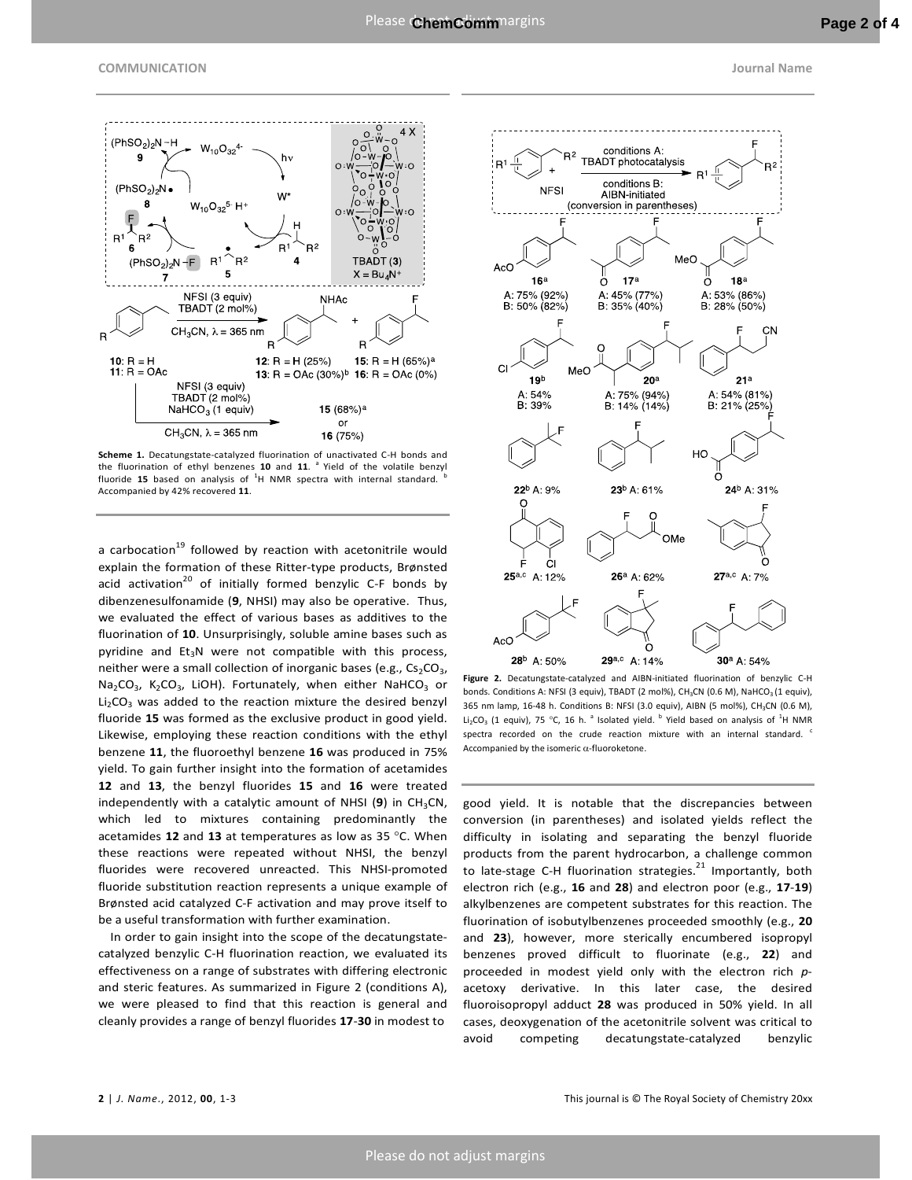**Scheme 1.** Decatungstate-catalyzed fluorination of unactivated C-H bonds and the fluorination of ethyl benzenes **10** and **11**. [a] Yield of the volatile benzyl fluoride **15** based on analysis of $^1$H NMR spectra with internal standard. [b] Accompanied by 42% recovered **11**.

a carbocation[19] followed by reaction with acetonitrile would explain the formation of these Ritter-type products, Brønsted acid activation[20] of initially formed benzylic C-F bonds by dibenzenesulfonamide (**9**, NHSI) may also be operative. Thus, we evaluated the effect of various bases as additives to the fluorination of **10**. Unsurprisingly, soluble amine bases such as pyridine and $Et_3N$ were not compatible with this process, neither were a small collection of inorganic bases (e.g., $Cs_2CO_3$, $Na_2CO_3$, $K_2CO_3$, LiOH). Fortunately, when either $NaHCO_3$ or $Li_2CO_3$ was added to the reaction mixture the desired benzyl fluoride **15** was formed as the exclusive product in good yield. Likewise, employing these reaction conditions with the ethyl benzene **11**, the fluoroethyl benzene **16** was produced in 75% yield. To gain further insight into the formation of acetamides **12** and **13**, the benzyl fluorides **15** and **16** were treated independently with a catalytic amount of NHSI (**9**) in $CH_3CN$, which led to mixtures containing predominantly the acetamides **12** and **13** at temperatures as low as 35 °C. When these reactions were repeated without NHSI, the benzyl fluorides were recovered unreacted. This NHSI-promoted fluoride substitution reaction represents a unique example of Brønsted acid catalyzed C-F activation and may prove itself to be a useful transformation with further examination.

In order to gain insight into the scope of the decatungstate-catalyzed benzylic C-H fluorination reaction, we evaluated its effectiveness on a range of substrates with differing electronic and steric features. As summarized in Figure 2 (conditions A), we were pleased to find that this reaction is general and cleanly provides a range of benzyl fluorides **17**-**30** in modest to good yield. It is notable that the discrepancies between conversion (in parentheses) and isolated yields reflect the difficulty in isolating and separating the benzyl fluoride products from the parent hydrocarbon, a challenge common to late-stage C-H fluorination strategies.[21] Importantly, both electron rich (e.g., **16** and **28**) and electron poor (e.g., **17**-**19**) alkylbenzenes are competent substrates for this reaction. The fluorination of isobutylbenzenes proceeded smoothly (e.g., **20** and **23**), however, more sterically encumbered isopropyl benzenes proved difficult to fluorinate (e.g., **22**) and proceeded in modest yield only with the electron rich *p*-acetoxy derivative. In this later case, the desired fluoroisopropyl adduct **28** was produced in 50% yield. In all cases, deoxygenation of the acetonitrile solvent was critical to avoid competing decatungstate-catalyzed benzylic

**Figure 2.** Decatungstate-catalyzed and AIBN-initiated fluorination of benzylic C-H bonds. Conditions A: NFSI (3 equiv), TBADT (2 mol%), $CH_3CN$ (0.6 M), $NaHCO_3$ (1 equiv), 365 nm lamp, 16-48 h. Conditions B: NFSI (3.0 equiv), AIBN (5 mol%), $CH_3CN$ (0.6 M), $Li_2CO_3$ (1 equiv), 75 °C, 16 h. [a] Isolated yield. [b] Yield based on analysis of $^1$H NMR spectra recorded on the crude reaction mixture with an internal standard. [c] Accompanied by the isomeric $\alpha$-fluoroketone.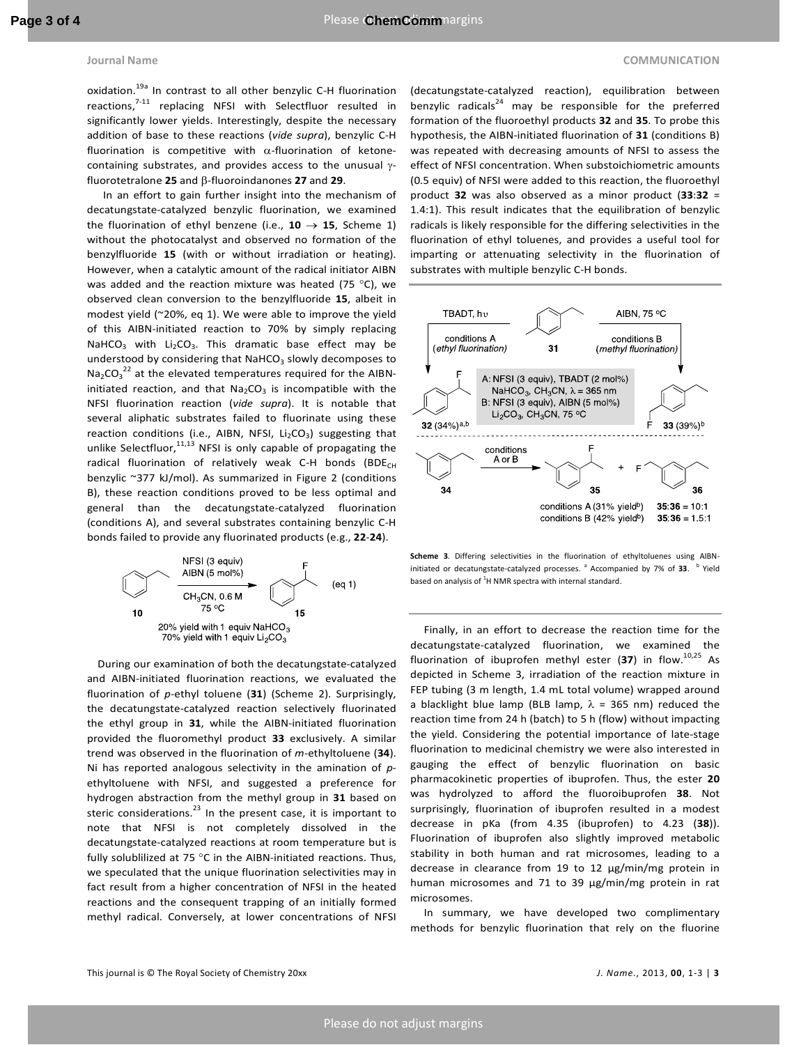oxidation.[19a] In contrast to all other benzylic C-H fluorination reactions,[7-11] replacing NFSI with Selectfluor resulted in significantly lower yields. Interestingly, despite the necessary addition of base to these reactions (*vide supra*), benzylic C-H fluorination is competitive with α-fluorination of ketone-containing substrates, and provides access to the unusual γ-fluorotetralone **25** and β-fluoroindanones **27** and **29**.

In an effort to gain further insight into the mechanism of decatungstate-catalyzed benzylic fluorination, we examined the fluorination of ethyl benzene (i.e., **10** → **15**, Scheme 1) without the photocatalyst and observed no formation of the benzylfluoride **15** (with or without irradiation or heating). However, when a catalytic amount of the radical initiator AIBN was added and the reaction mixture was heated (75 °C), we observed clean conversion to the benzylfluoride **15**, albeit in modest yield (~20%, eq 1). We were able to improve the yield of this AIBN-initiated reaction to 70% by simply replacing $NaHCO_3$ with $Li_2CO_3$. This dramatic base effect may be understood by considering that $NaHCO_3$ slowly decomposes to $Na_2CO_3$[22] at the elevated temperatures required for the AIBN-initiated reaction, and that $Na_2CO_3$ is incompatible with the NFSI fluorination reaction (*vide supra*). It is notable that several aliphatic substrates failed to fluorinate using these reaction conditions (i.e., AIBN, NFSI, $Li_2CO_3$) suggesting that unlike Selectfluor,[11,13] NFSI is only capable of propagating the radical fluorination of relatively weak C-H bonds ($BDE_{CH}$ benzylic ~377 kJ/mol). As summarized in Figure 2 (conditions B), these reaction conditions proved to be less optimal and general than the decatungstate-catalyzed fluorination (conditions A), and several substrates containing benzylic C-H bonds failed to provide any fluorinated products (e.g., **22**-**24**).

**10** → **15** (eq 1): NFSI (3 equiv), AIBN (5 mol%), $CH_3CN$, 0.6 M, 75 °C
20% yield with 1 equiv $NaHCO_3$
70% yield with 1 equiv $Li_2CO_3$

During our examination of both the decatungstate-catalyzed and AIBN-initiated fluorination reactions, we evaluated the fluorination of *p*-ethyl toluene (**31**) (Scheme 2). Surprisingly, the decatungstate-catalyzed reaction selectively fluorinated the ethyl group in **31**, while the AIBN-initiated fluorination provided the fluoromethyl product **33** exclusively. A similar trend was observed in the fluorination of *m*-ethyltoluene (**34**). Ni has reported analogous selectivity in the amination of *p*-ethyltoluene with NFSI, and suggested a preference for hydrogen abstraction from the methyl group in **31** based on steric considerations.[23] In the present case, it is important to note that NFSI is not completely dissolved in the decatungstate-catalyzed reactions at room temperature but is fully solublilized at 75 °C in the AIBN-initiated reactions. Thus, we speculated that the unique fluorination selectivities may in fact result from a higher concentration of NFSI in the heated reactions and the consequent trapping of an initially formed methyl radical. Conversely, at lower concentrations of NFSI (decatungstate-catalyzed reaction), equilibration between benzylic radicals[24] may be responsible for the preferred formation of the fluoroethyl products **32** and **35**. To probe this hypothesis, the AIBN-initiated fluorination of **31** (conditions B) was repeated with decreasing amounts of NFSI to assess the effect of NFSI concentration. When substoichiometric amounts (0.5 equiv) of NFSI were added to this reaction, the fluoroethyl product **32** was also observed as a minor product (**33**:**32** = 1.4:1). This result indicates that the equilibration of benzylic radicals is likely responsible for the differing selectivities in the fluorination of ethyl toluenes, and provides a useful tool for imparting or attenuating selectivity in the fluorination of substrates with multiple benzylic C-H bonds.

**31**: conditions A (TBADT, hν; *ethyl fluorination*) → **32** (34%)[a,b]; conditions B (AIBN, 75 °C; *methyl fluorination*) → **33** (39%)[b]
A: NFSI (3 equiv), TBADT (2 mol%), $NaHCO_3$, $CH_3CN$, λ = 365 nm
B: NFSI (3 equiv), AIBN (5 mol%), $Li_2CO_3$, $CH_3CN$, 75 °C

**34** → (conditions A or B) **35** + **36**
conditions A (31% yield[b]) **35**:**36** = 10:1
conditions B (42% yield[b]) **35**:**36** = 1.5:1

**Scheme 3**. Differing selectivities in the fluorination of ethyltoluenes using AIBN-initiated or decatungstate-catalyzed processes. [a] Accompanied by 7% of **33**. [b] Yield based on analysis of $^1$H NMR spectra with internal standard.

Finally, in an effort to decrease the reaction time for the decatungstate-catalyzed fluorination, we examined the fluorination of ibuprofen methyl ester (**37**) in flow.[10,25] As depicted in Scheme 3, irradiation of the reaction mixture in FEP tubing (3 m length, 1.4 mL total volume) wrapped around a blacklight blue lamp (BLB lamp, λ = 365 nm) reduced the reaction time from 24 h (batch) to 5 h (flow) without impacting the yield. Considering the potential importance of late-stage fluorination to medicinal chemistry we were also interested in gauging the effect of benzylic fluorination on basic pharmacokinetic properties of ibuprofen. Thus, the ester **20** was hydrolyzed to afford the fluoroibuprofen **38**. Not surprisingly, fluorination of ibuprofen resulted in a modest decrease in pKa (from 4.35 (ibuprofen) to 4.23 (**38**)). Fluorination of ibuprofen also slightly improved metabolic stability in both human and rat microsomes, leading to a decrease in clearance from 19 to 12 μg/min/mg protein in human microsomes and 71 to 39 μg/min/mg protein in rat microsomes.

In summary, we have developed two complimentary methods for benzylic fluorination that rely on the fluorine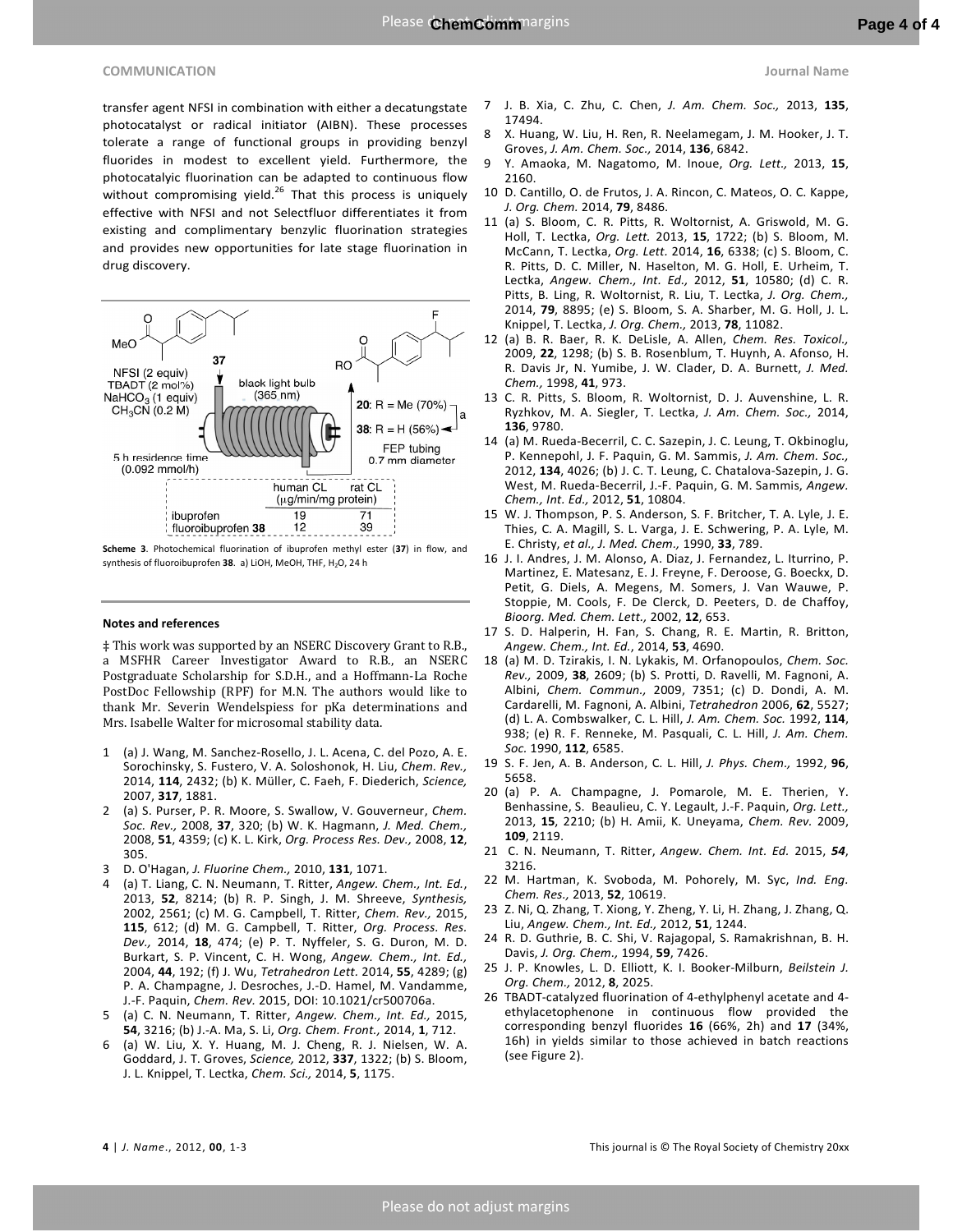transfer agent NFSI in combination with either a decatungstate photocatalyst or radical initiator (AIBN). These processes tolerate a range of functional groups in providing benzyl fluorides in modest to excellent yield. Furthermore, the photocatalyic fluorination can be adapted to continuous flow without compromising yield.[26] That this process is uniquely effective with NFSI and not Selectfluor differentiates it from existing and complimentary benzylic fluorination strategies and provides new opportunities for late stage fluorination in drug discovery.

MeO
37
NFSI (2 equiv)
TBADT (2 mol%)
$NaHCO_3$ (1 equiv)
$CH_3CN$ (0.2 M)
black light bulb
(365 nm)
RO
F
**20**: R = Me (70%)
**38**: R = H (56%)
a
FEP tubing
0.7 mm diameter
5 h residence time
(0.092 mmol/h)

| | human CL (μg/min/mg protein) | rat CL (μg/min/mg protein) |
|---|---|---|
| ibuprofen | 19 | 71 |
| fluoroibuprofen **38** | 12 | 39 |

**Scheme 3**. Photochemical fluorination of ibuprofen methyl ester (**37**) in flow, and synthesis of fluoroibuprofen **38**. a) LiOH, MeOH, THF, $H_2O$, 24 h

## Notes and references

‡ This work was supported by an NSERC Discovery Grant to R.B., a MSFHR Career Investigator Award to R.B., an NSERC Postgraduate Scholarship for S.D.H., and a Hoffmann-La Roche PostDoc Fellowship (RPF) for M.N. The authors would like to thank Mr. Severin Wendelspiess for pKa determinations and Mrs. Isabelle Walter for microsomal stability data.

1 (a) J. Wang, M. Sanchez-Rosello, J. L. Acena, C. del Pozo, A. E. Sorochinsky, S. Fustero, V. A. Soloshonok, H. Liu, *Chem. Rev.,* 2014, **114**, 2432; (b) K. Müller, C. Faeh, F. Diederich, *Science,* 2007, **317**, 1881.
2 (a) S. Purser, P. R. Moore, S. Swallow, V. Gouverneur, *Chem. Soc. Rev.,* 2008, **37**, 320; (b) W. K. Hagmann, *J. Med. Chem.,* 2008, **51**, 4359; (c) K. L. Kirk, *Org. Process Res. Dev.,* 2008, **12**, 305.
3 D. O'Hagan, *J. Fluorine Chem.,* 2010, **131**, 1071.
4 (a) T. Liang, C. N. Neumann, T. Ritter, *Angew. Chem., Int. Ed.*, 2013, **52**, 8214; (b) R. P. Singh, J. M. Shreeve, *Synthesis,* 2002, 2561; (c) M. G. Campbell, T. Ritter, *Chem. Rev.,* 2015, **115**, 612; (d) M. G. Campbell, T. Ritter, *Org. Process. Res. Dev.,* 2014, **18**, 474; (e) P. T. Nyffeler, S. G. Duron, M. D. Burkart, S. P. Vincent, C. H. Wong, *Angew. Chem., Int. Ed.,* 2004, **44**, 192; (f) J. Wu, *Tetrahedron Lett.* 2014, **55**, 4289; (g) P. A. Champagne, J. Desroches, J.-D. Hamel, M. Vandamme, J.-F. Paquin, *Chem. Rev.* 2015, DOI: 10.1021/cr500706a.
5 (a) C. N. Neumann, T. Ritter, *Angew. Chem., Int. Ed.,* 2015, **54**, 3216; (b) J.-A. Ma, S. Li, *Org. Chem. Front.,* 2014, **1**, 712.
6 (a) W. Liu, X. Y. Huang, M. J. Cheng, R. J. Nielsen, W. A. Goddard, J. T. Groves, *Science,* 2012, **337**, 1322; (b) S. Bloom, J. L. Knippel, T. Lectka, *Chem. Sci.,* 2014, **5**, 1175.
7 J. B. Xia, C. Zhu, C. Chen, *J. Am. Chem. Soc.,* 2013, **135**, 17494.
8 X. Huang, W. Liu, H. Ren, R. Neelamegam, J. M. Hooker, J. T. Groves, *J. Am. Chem. Soc.,* 2014, **136**, 6842.
9 Y. Amaoka, M. Nagatomo, M. Inoue, *Org. Lett.,* 2013, **15**, 2160.
10 D. Cantillo, O. de Frutos, J. A. Rincon, C. Mateos, O. C. Kappe, *J. Org. Chem.* 2014, **79**, 8486.
11 (a) S. Bloom, C. R. Pitts, R. Woltornist, A. Griswold, M. G. Holl, T. Lectka, *Org. Lett.* 2013, **15**, 1722; (b) S. Bloom, M. McCann, T. Lectka, *Org. Lett.* 2014, **16**, 6338; (c) S. Bloom, C. R. Pitts, D. C. Miller, N. Haselton, M. G. Holl, E. Urheim, T. Lectka, *Angew. Chem., Int. Ed.,* 2012, **51**, 10580; (d) C. R. Pitts, B. Ling, R. Woltornist, R. Liu, T. Lectka, *J. Org. Chem.,* 2014, **79**, 8895; (e) S. Bloom, S. A. Sharber, M. G. Holl, J. L. Knippel, T. Lectka, *J. Org. Chem.,* 2013, **78**, 11082.
12 (a) B. R. Baer, R. K. DeLisle, A. Allen, *Chem. Res. Toxicol.,* 2009, **22**, 1298; (b) S. B. Rosenblum, T. Huynh, A. Afonso, H. R. Davis Jr, N. Yumibe, J. W. Clader, D. A. Burnett, *J. Med. Chem.,* 1998, **41**, 973.
13 C. R. Pitts, S. Bloom, R. Woltornist, D. J. Auvenshine, L. R. Ryzhkov, M. A. Siegler, T. Lectka, *J. Am. Chem. Soc.,* 2014, **136**, 9780.
14 (a) M. Rueda-Becerril, C. C. Sazepin, J. C. Leung, T. Okbinoglu, P. Kennepohl, J. F. Paquin, G. M. Sammis, *J. Am. Chem. Soc.,* 2012, **134**, 4026; (b) J. C. T. Leung, C. Chatalova-Sazepin, J. G. West, M. Rueda-Becerril, J.-F. Paquin, G. M. Sammis, *Angew. Chem., Int. Ed.,* 2012, **51**, 10804.
15 W. J. Thompson, P. S. Anderson, S. F. Britcher, T. A. Lyle, J. E. Thies, C. A. Magill, S. L. Varga, J. E. Schwering, P. A. Lyle, M. E. Christy, *et al., J. Med. Chem.,* 1990, **33**, 789.
16 J. I. Andres, J. M. Alonso, A. Diaz, J. Fernandez, L. Iturrino, P. Martinez, E. Matesanz, E. J. Freyne, F. Deroose, G. Boeckx, D. Petit, G. Diels, A. Megens, M. Somers, J. Van Wauwe, P. Stoppie, M. Cools, F. De Clerck, D. Peeters, D. de Chaffoy, *Bioorg. Med. Chem. Lett.,* 2002, **12**, 653.
17 S. D. Halperin, H. Fan, S. Chang, R. E. Martin, R. Britton, *Angew. Chem., Int. Ed.*, 2014, **53**, 4690.
18 (a) M. D. Tzirakis, I. N. Lykakis, M. Orfanopoulos, *Chem. Soc. Rev.,* 2009, **38**, 2609; (b) S. Protti, D. Ravelli, M. Fagnoni, A. Albini, *Chem. Commun.,* 2009, 7351; (c) D. Dondi, A. M. Cardarelli, M. Fagnoni, A. Albini, *Tetrahedron* 2006, **62**, 5527; (d) L. A. Combswalker, C. L. Hill, *J. Am. Chem. Soc.* 1992, **114**, 938; (e) R. F. Renneke, M. Pasquali, C. L. Hill, *J. Am. Chem. Soc.* 1990, **112**, 6585.
19 S. F. Jen, A. B. Anderson, C. L. Hill, *J. Phys. Chem.,* 1992, **96**, 5658.
20 (a) P. A. Champagne, J. Pomarole, M. E. Therien, Y. Benhassine, S. Beaulieu, C. Y. Legault, J.-F. Paquin, *Org. Lett.,* 2013, **15**, 2210; (b) H. Amii, K. Uneyama, *Chem. Rev.* 2009, **109**, 2119.
21 C. N. Neumann, T. Ritter, *Angew. Chem. Int. Ed.* 2015, ***54***, 3216.
22 M. Hartman, K. Svoboda, M. Pohorely, M. Syc, *Ind. Eng. Chem. Res.,* 2013, **52**, 10619.
23 Z. Ni, Q. Zhang, T. Xiong, Y. Zheng, Y. Li, H. Zhang, J. Zhang, Q. Liu, *Angew. Chem., Int. Ed.,* 2012, **51**, 1244.
24 R. D. Guthrie, B. C. Shi, V. Rajagopal, S. Ramakrishnan, B. H. Davis, *J. Org. Chem.,* 1994, **59**, 7426.
25 J. P. Knowles, L. D. Elliott, K. I. Booker-Milburn, *Beilstein J. Org. Chem.,* 2012, **8**, 2025.
26 TBADT-catalyzed fluorination of 4-ethylphenyl acetate and 4-ethylacetophenone in continuous flow provided the corresponding benzyl fluorides **16** (66%, 2h) and **17** (34%, 16h) in yields similar to those achieved in batch reactions (see Figure 2).